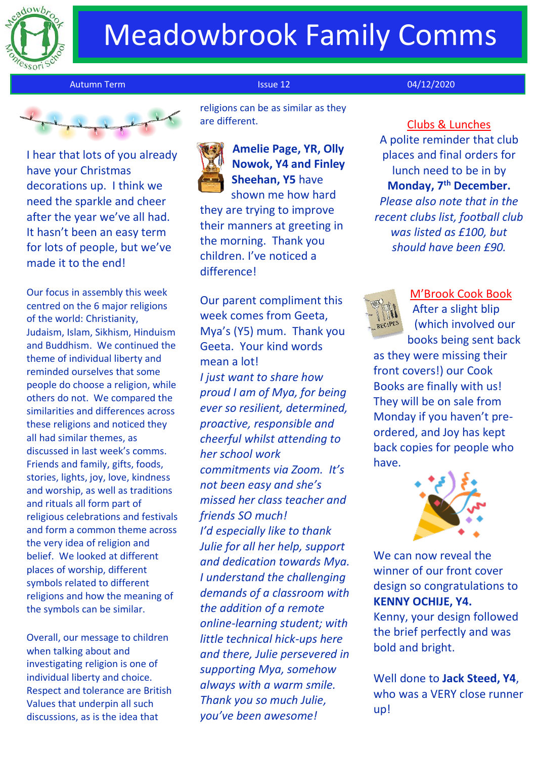# Meadowbrook Family Comms

Autumn Term | Issue 12 | 04/12/2020

I hear that lots of you already have your Christmas decorations up. I think we need the sparkle and cheer after the year we've all had. It hasn't been an easy term for lots of people, but we've made it to the end!

Our focus in assembly this week centred on the 6 major religions of the world: Christianity, Judaism, Islam, Sikhism, Hinduism and Buddhism. We continued the theme of individual liberty and reminded ourselves that some people do choose a religion, while others do not. We compared the similarities and differences across these religions and noticed they all had similar themes, as discussed in last week's comms. Friends and family, gifts, foods, stories, lights, joy, love, kindness and worship, as well as traditions and rituals all form part of religious celebrations and festivals and form a common theme across the very idea of religion and belief. We looked at different places of worship, different symbols related to different religions and how the meaning of the symbols can be similar.

Overall, our message to children when talking about and investigating religion is one of individual liberty and choice. Respect and tolerance are British Values that underpin all such discussions, as is the idea that religions can be as similar as they are different.

**Amelie Page, YR, Olly Nowok, Y4 and Finley Sheehan, Y5** have shown me how hard they are trying to improve their manners at greeting in the morning. Thank you children. I've noticed a difference!

Our parent compliment this week comes from Geeta, Mya's (Y5) mum. Thank you Geeta. Your kind words mean a lot!

*I just want to share how proud I am of Mya, for being ever so resilient, determined, proactive, responsible and cheerful whilst attending to her school work commitments via Zoom. It's not been easy and she's missed her class teacher and friends SO much!*

*I'd especially like to thank Julie for all her help, support and dedication towards Mya. I understand the challenging demands of a classroom with the addition of a remote online-learning student; with little technical hick-ups here and there, Julie persevered in supporting Mya, somehow always with a warm smile. Thank you so much Julie, you've been awesome!*

## Clubs & Lunches

A polite reminder that club places and final orders for lunch need to be in by **Monday, 7th December.** *Please also note that in the recent clubs list, football club was listed as £100, but should have been £90.*

## M'Brook Cook Book

After a slight blip (which involved our books being sent back as they were missing their front covers!) our Cook Books are finally with us! They will be on sale from Monday if you haven't pre-ordered, and Joy has kept back copies for people who have.

We can now reveal the winner of our front cover design so congratulations to **KENNY OCHIJE, Y4.** Kenny, your design followed the brief perfectly and was bold and bright.

Well done to **Jack Steed, Y4**, who was a VERY close runner up!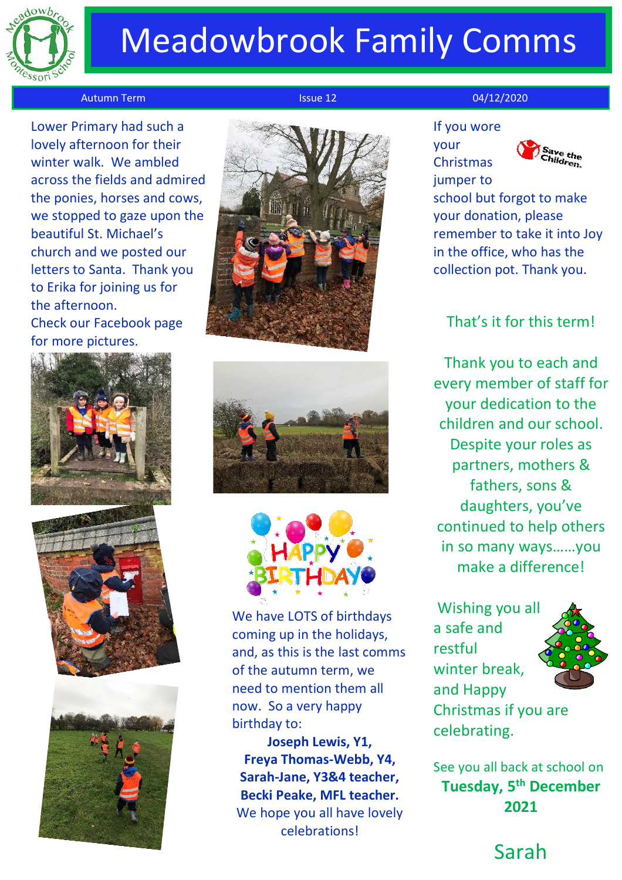# Meadowbrook Family Comms

Autumn Term | Issue 12 | 04/12/2020

Lower Primary had such a lovely afternoon for their winter walk. We ambled across the fields and admired the ponies, horses and cows, we stopped to gaze upon the beautiful St. Michael's church and we posted our letters to Santa. Thank you to Erika for joining us for the afternoon.
Check our Facebook page for more pictures.

We have LOTS of birthdays coming up in the holidays, and, as this is the last comms of the autumn term, we need to mention them all now. So a very happy birthday to:

**Joseph Lewis, Y1,**
**Freya Thomas-Webb, Y4,**
**Sarah-Jane, Y3&4 teacher,**
**Becki Peake, MFL teacher.**

We hope you all have lovely celebrations!

If you wore your Christmas jumper to school but forgot to make your donation, please remember to take it into Joy in the office, who has the collection pot. Thank you.

That's it for this term!

Thank you to each and every member of staff for your dedication to the children and our school. Despite your roles as partners, mothers & fathers, sons & daughters, you've continued to help others in so many ways……you make a difference!

Wishing you all a safe and restful winter break, and Happy Christmas if you are celebrating.

See you all back at school on **Tuesday, 5th December 2021**

Sarah